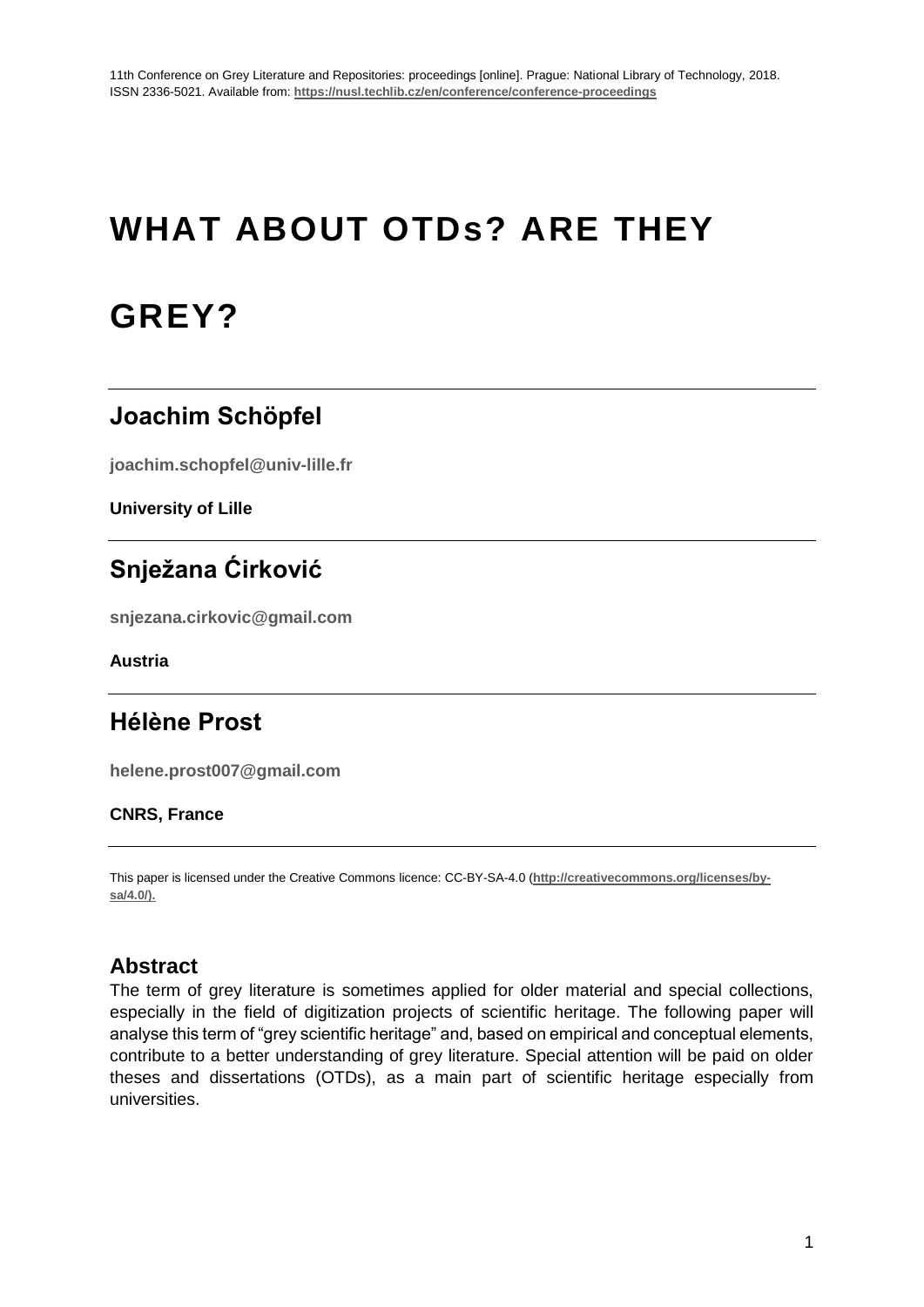# WHAT ABOUT OTDs? ARE THEY GREY?

## Joachim Schöpfel

joachim.schopfel@univ-lille.fr

**University of Lille**

## Snježana Ćirković

snjezana.cirkovic@gmail.com

**Austria**

## Hélène Prost

helene.prost007@gmail.com

**CNRS, France**

This paper is licensed under the Creative Commons licence: CC-BY-SA-4.0 (http://creativecommons.org/licenses/by-sa/4.0/).

### Abstract

The term of grey literature is sometimes applied for older material and special collections, especially in the field of digitization projects of scientific heritage. The following paper will analyse this term of "grey scientific heritage" and, based on empirical and conceptual elements, contribute to a better understanding of grey literature. Special attention will be paid on older theses and dissertations (OTDs), as a main part of scientific heritage especially from universities.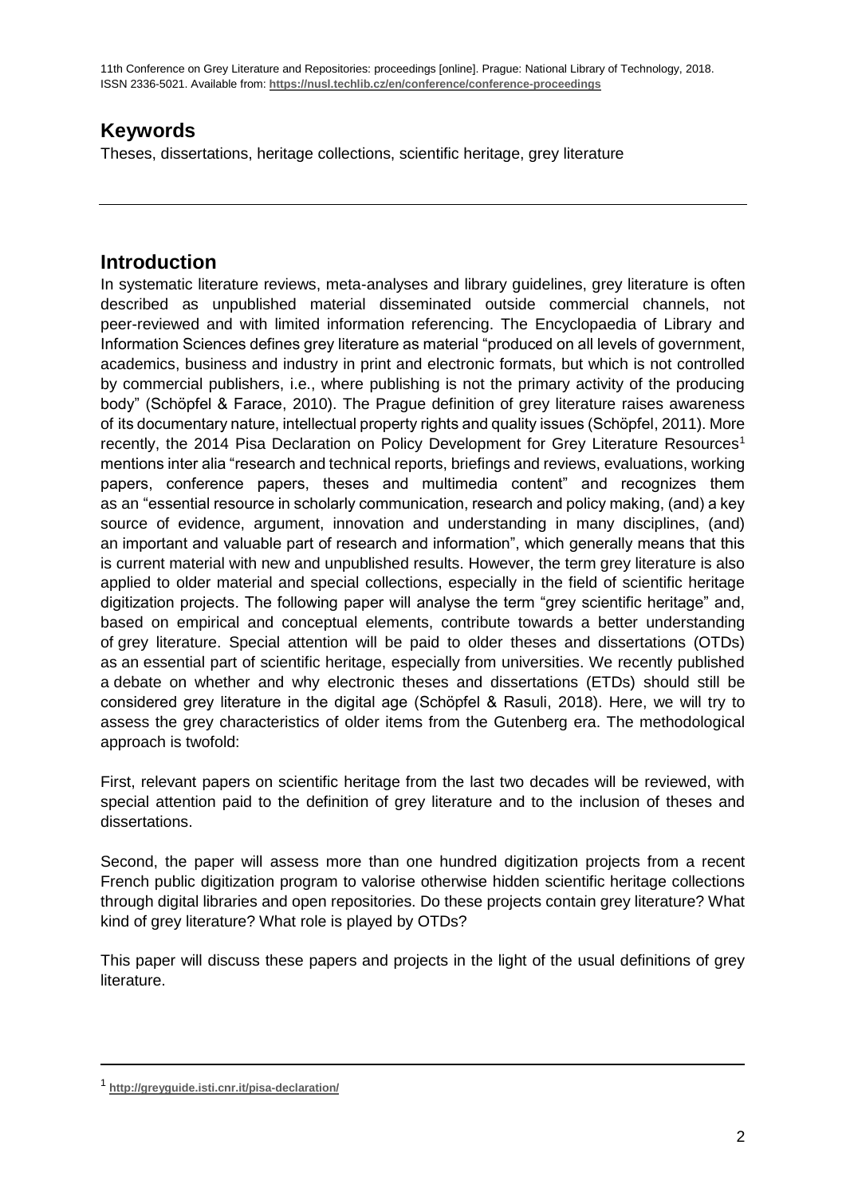## Keywords

Theses, dissertations, heritage collections, scientific heritage, grey literature

---

## Introduction

In systematic literature reviews, meta-analyses and library guidelines, grey literature is often described as unpublished material disseminated outside commercial channels, not peer-reviewed and with limited information referencing. The Encyclopaedia of Library and Information Sciences defines grey literature as material "produced on all levels of government, academics, business and industry in print and electronic formats, but which is not controlled by commercial publishers, i.e., where publishing is not the primary activity of the producing body" (Schöpfel & Farace, 2010). The Prague definition of grey literature raises awareness of its documentary nature, intellectual property rights and quality issues (Schöpfel, 2011). More recently, the 2014 Pisa Declaration on Policy Development for Grey Literature Resources[1] mentions inter alia "research and technical reports, briefings and reviews, evaluations, working papers, conference papers, theses and multimedia content" and recognizes them as an "essential resource in scholarly communication, research and policy making, (and) a key source of evidence, argument, innovation and understanding in many disciplines, (and) an important and valuable part of research and information", which generally means that this is current material with new and unpublished results. However, the term grey literature is also applied to older material and special collections, especially in the field of scientific heritage digitization projects. The following paper will analyse the term "grey scientific heritage" and, based on empirical and conceptual elements, contribute towards a better understanding of grey literature. Special attention will be paid to older theses and dissertations (OTDs) as an essential part of scientific heritage, especially from universities. We recently published a debate on whether and why electronic theses and dissertations (ETDs) should still be considered grey literature in the digital age (Schöpfel & Rasuli, 2018). Here, we will try to assess the grey characteristics of older items from the Gutenberg era. The methodological approach is twofold:

First, relevant papers on scientific heritage from the last two decades will be reviewed, with special attention paid to the definition of grey literature and to the inclusion of theses and dissertations.

Second, the paper will assess more than one hundred digitization projects from a recent French public digitization program to valorise otherwise hidden scientific heritage collections through digital libraries and open repositories. Do these projects contain grey literature? What kind of grey literature? What role is played by OTDs?

This paper will discuss these papers and projects in the light of the usual definitions of grey literature.

---

[1] http://greyguide.isti.cnr.it/pisa-declaration/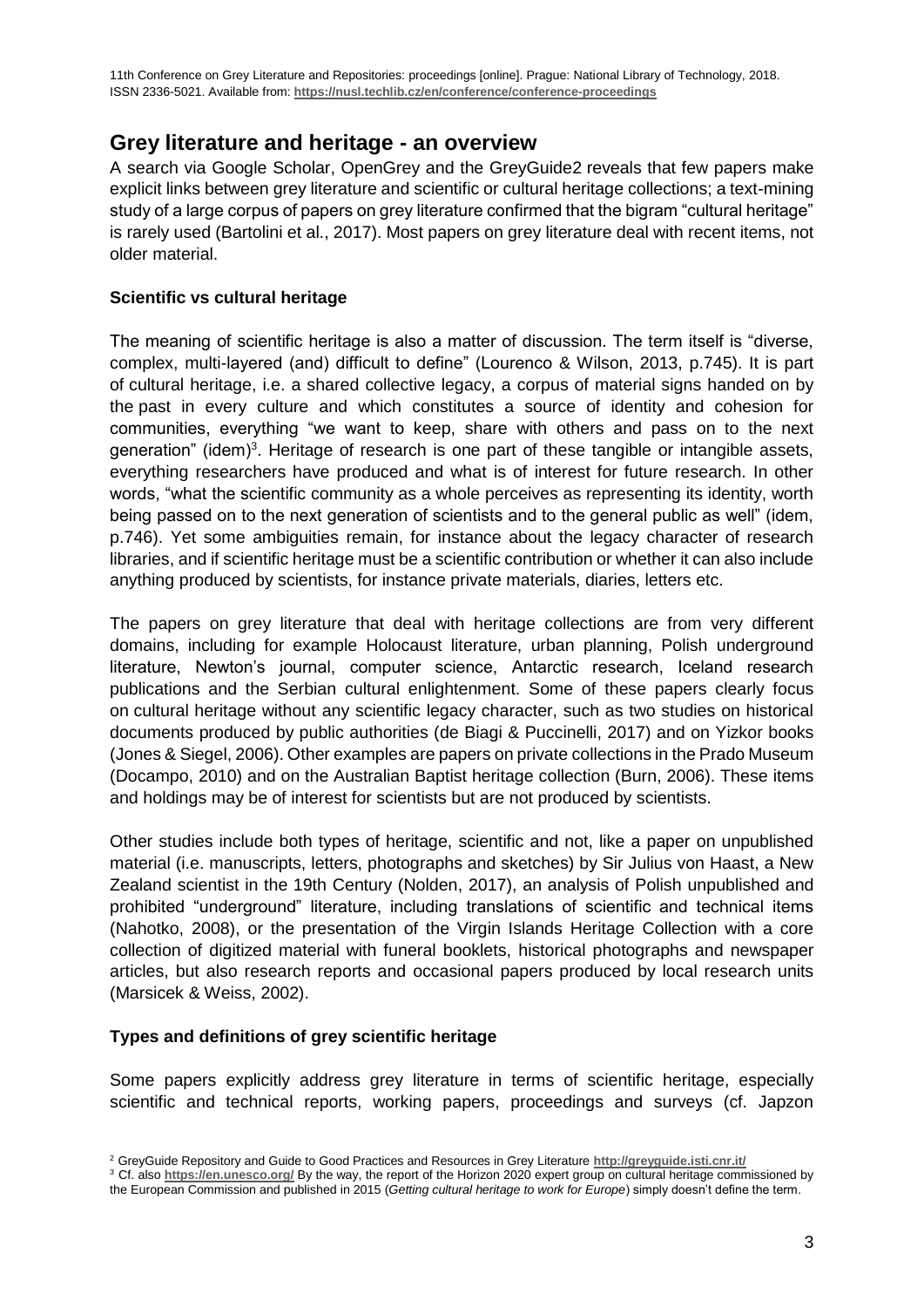## Grey literature and heritage - an overview

A search via Google Scholar, OpenGrey and the GreyGuide2 reveals that few papers make explicit links between grey literature and scientific or cultural heritage collections; a text-mining study of a large corpus of papers on grey literature confirmed that the bigram "cultural heritage" is rarely used (Bartolini et al., 2017). Most papers on grey literature deal with recent items, not older material.

### Scientific vs cultural heritage

The meaning of scientific heritage is also a matter of discussion. The term itself is "diverse, complex, multi-layered (and) difficult to define" (Lourenco & Wilson, 2013, p.745). It is part of cultural heritage, i.e. a shared collective legacy, a corpus of material signs handed on by the past in every culture and which constitutes a source of identity and cohesion for communities, everything "we want to keep, share with others and pass on to the next generation" (idem)[3]. Heritage of research is one part of these tangible or intangible assets, everything researchers have produced and what is of interest for future research. In other words, "what the scientific community as a whole perceives as representing its identity, worth being passed on to the next generation of scientists and to the general public as well" (idem, p.746). Yet some ambiguities remain, for instance about the legacy character of research libraries, and if scientific heritage must be a scientific contribution or whether it can also include anything produced by scientists, for instance private materials, diaries, letters etc.

The papers on grey literature that deal with heritage collections are from very different domains, including for example Holocaust literature, urban planning, Polish underground literature, Newton's journal, computer science, Antarctic research, Iceland research publications and the Serbian cultural enlightenment. Some of these papers clearly focus on cultural heritage without any scientific legacy character, such as two studies on historical documents produced by public authorities (de Biagi & Puccinelli, 2017) and on Yizkor books (Jones & Siegel, 2006). Other examples are papers on private collections in the Prado Museum (Docampo, 2010) and on the Australian Baptist heritage collection (Burn, 2006). These items and holdings may be of interest for scientists but are not produced by scientists.

Other studies include both types of heritage, scientific and not, like a paper on unpublished material (i.e. manuscripts, letters, photographs and sketches) by Sir Julius von Haast, a New Zealand scientist in the 19th Century (Nolden, 2017), an analysis of Polish unpublished and prohibited "underground" literature, including translations of scientific and technical items (Nahotko, 2008), or the presentation of the Virgin Islands Heritage Collection with a core collection of digitized material with funeral booklets, historical photographs and newspaper articles, but also research reports and occasional papers produced by local research units (Marsicek & Weiss, 2002).

### Types and definitions of grey scientific heritage

Some papers explicitly address grey literature in terms of scientific heritage, especially scientific and technical reports, working papers, proceedings and surveys (cf. Japzon

[2] GreyGuide Repository and Guide to Good Practices and Resources in Grey Literature http://greyguide.isti.cnr.it/

[3] Cf. also https://en.unesco.org/ By the way, the report of the Horizon 2020 expert group on cultural heritage commissioned by the European Commission and published in 2015 (*Getting cultural heritage to work for Europe*) simply doesn't define the term.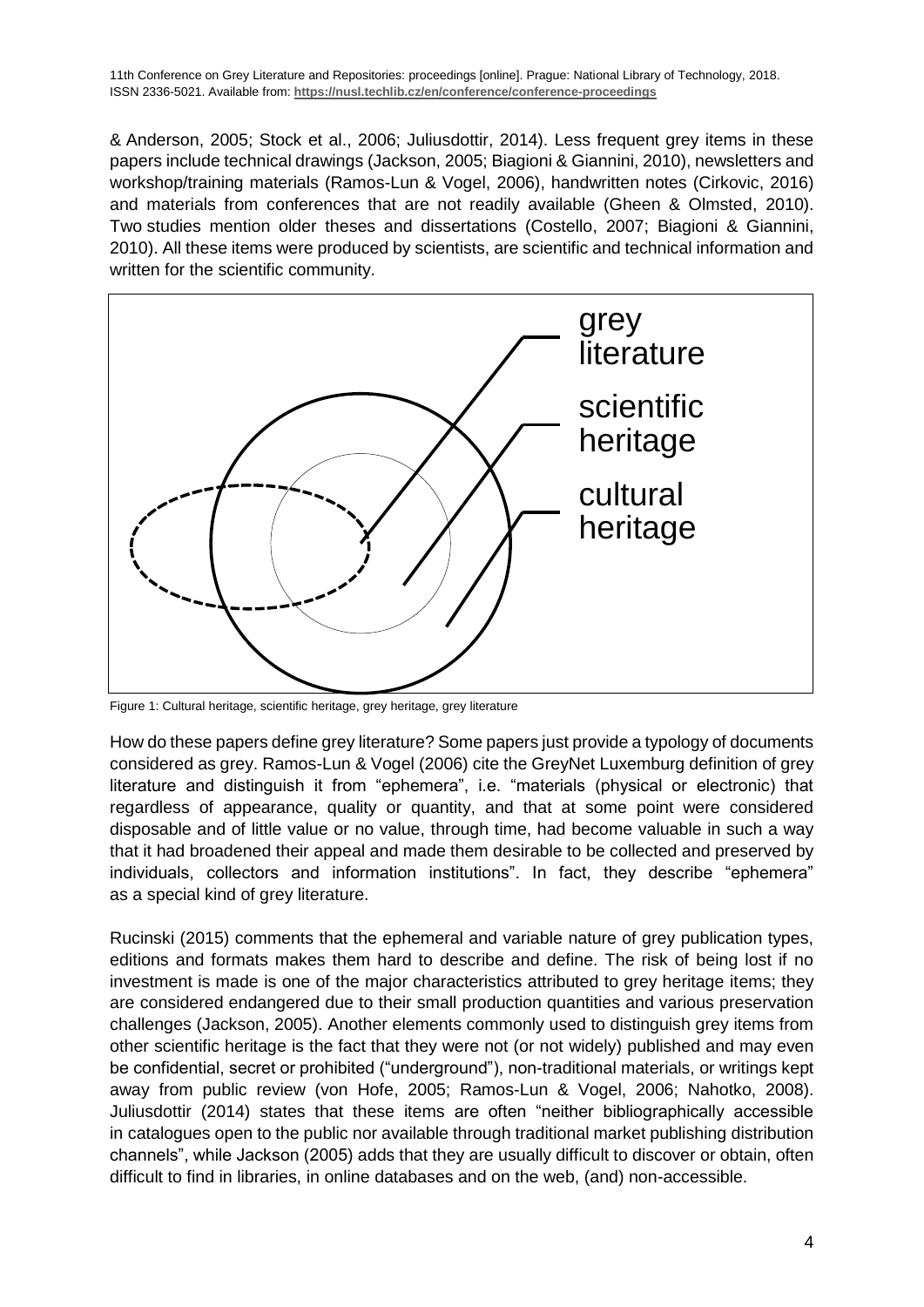& Anderson, 2005; Stock et al., 2006; Juliusdottir, 2014). Less frequent grey items in these papers include technical drawings (Jackson, 2005; Biagioni & Giannini, 2010), newsletters and workshop/training materials (Ramos-Lun & Vogel, 2006), handwritten notes (Cirkovic, 2016) and materials from conferences that are not readily available (Gheen & Olmsted, 2010). Two studies mention older theses and dissertations (Costello, 2007; Biagioni & Giannini, 2010). All these items were produced by scientists, are scientific and technical information and written for the scientific community.

grey literature

scientific heritage

cultural heritage

Figure 1: Cultural heritage, scientific heritage, grey heritage, grey literature

How do these papers define grey literature? Some papers just provide a typology of documents considered as grey. Ramos-Lun & Vogel (2006) cite the GreyNet Luxemburg definition of grey literature and distinguish it from "ephemera", i.e. "materials (physical or electronic) that regardless of appearance, quality or quantity, and that at some point were considered disposable and of little value or no value, through time, had become valuable in such a way that it had broadened their appeal and made them desirable to be collected and preserved by individuals, collectors and information institutions". In fact, they describe "ephemera" as a special kind of grey literature.

Rucinski (2015) comments that the ephemeral and variable nature of grey publication types, editions and formats makes them hard to describe and define. The risk of being lost if no investment is made is one of the major characteristics attributed to grey heritage items; they are considered endangered due to their small production quantities and various preservation challenges (Jackson, 2005). Another elements commonly used to distinguish grey items from other scientific heritage is the fact that they were not (or not widely) published and may even be confidential, secret or prohibited ("underground"), non-traditional materials, or writings kept away from public review (von Hofe, 2005; Ramos-Lun & Vogel, 2006; Nahotko, 2008). Juliusdottir (2014) states that these items are often "neither bibliographically accessible in catalogues open to the public nor available through traditional market publishing distribution channels", while Jackson (2005) adds that they are usually difficult to discover or obtain, often difficult to find in libraries, in online databases and on the web, (and) non-accessible.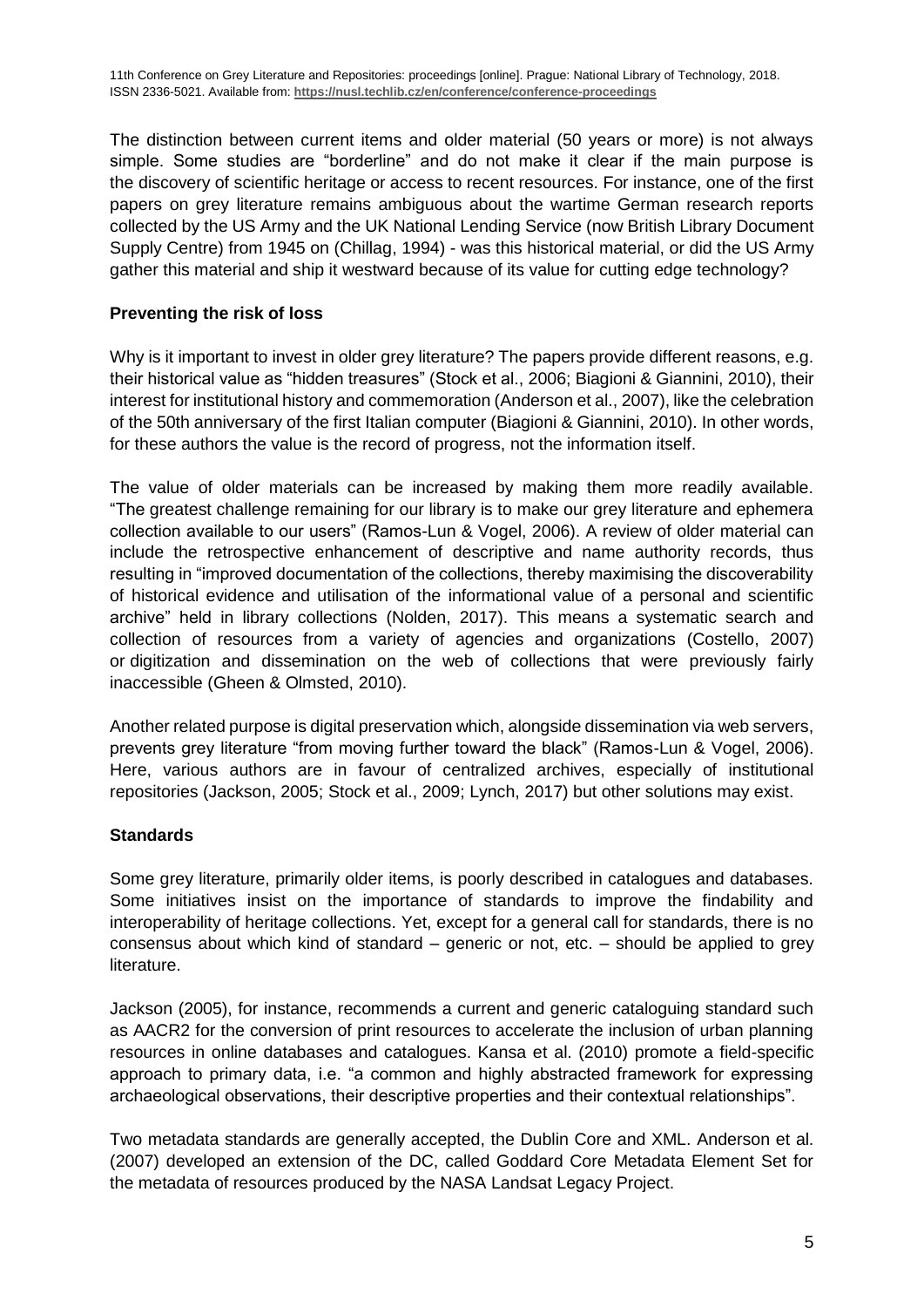The distinction between current items and older material (50 years or more) is not always simple. Some studies are "borderline" and do not make it clear if the main purpose is the discovery of scientific heritage or access to recent resources. For instance, one of the first papers on grey literature remains ambiguous about the wartime German research reports collected by the US Army and the UK National Lending Service (now British Library Document Supply Centre) from 1945 on (Chillag, 1994) - was this historical material, or did the US Army gather this material and ship it westward because of its value for cutting edge technology?

**Preventing the risk of loss**

Why is it important to invest in older grey literature? The papers provide different reasons, e.g. their historical value as "hidden treasures" (Stock et al., 2006; Biagioni & Giannini, 2010), their interest for institutional history and commemoration (Anderson et al., 2007), like the celebration of the 50th anniversary of the first Italian computer (Biagioni & Giannini, 2010). In other words, for these authors the value is the record of progress, not the information itself.

The value of older materials can be increased by making them more readily available. "The greatest challenge remaining for our library is to make our grey literature and ephemera collection available to our users" (Ramos-Lun & Vogel, 2006). A review of older material can include the retrospective enhancement of descriptive and name authority records, thus resulting in "improved documentation of the collections, thereby maximising the discoverability of historical evidence and utilisation of the informational value of a personal and scientific archive" held in library collections (Nolden, 2017). This means a systematic search and collection of resources from a variety of agencies and organizations (Costello, 2007) or digitization and dissemination on the web of collections that were previously fairly inaccessible (Gheen & Olmsted, 2010).

Another related purpose is digital preservation which, alongside dissemination via web servers, prevents grey literature "from moving further toward the black" (Ramos-Lun & Vogel, 2006). Here, various authors are in favour of centralized archives, especially of institutional repositories (Jackson, 2005; Stock et al., 2009; Lynch, 2017) but other solutions may exist.

**Standards**

Some grey literature, primarily older items, is poorly described in catalogues and databases. Some initiatives insist on the importance of standards to improve the findability and interoperability of heritage collections. Yet, except for a general call for standards, there is no consensus about which kind of standard – generic or not, etc. – should be applied to grey literature.

Jackson (2005), for instance, recommends a current and generic cataloguing standard such as AACR2 for the conversion of print resources to accelerate the inclusion of urban planning resources in online databases and catalogues. Kansa et al. (2010) promote a field-specific approach to primary data, i.e. "a common and highly abstracted framework for expressing archaeological observations, their descriptive properties and their contextual relationships".

Two metadata standards are generally accepted, the Dublin Core and XML. Anderson et al. (2007) developed an extension of the DC, called Goddard Core Metadata Element Set for the metadata of resources produced by the NASA Landsat Legacy Project.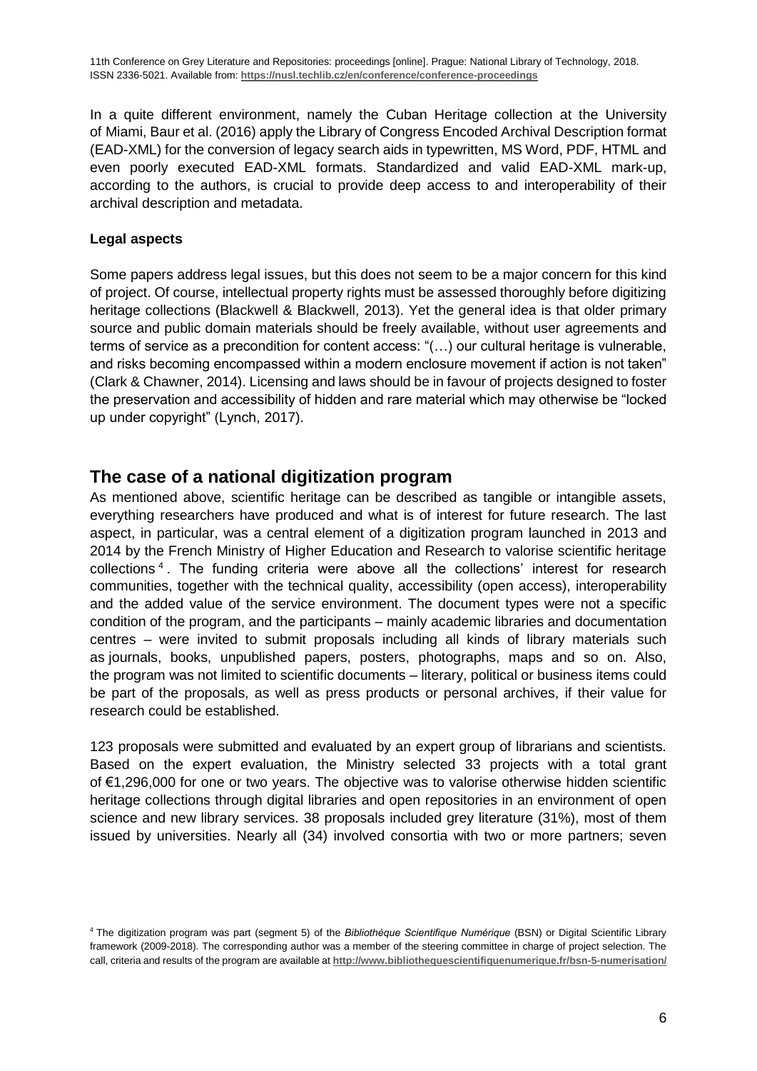In a quite different environment, namely the Cuban Heritage collection at the University of Miami, Baur et al. (2016) apply the Library of Congress Encoded Archival Description format (EAD-XML) for the conversion of legacy search aids in typewritten, MS Word, PDF, HTML and even poorly executed EAD-XML formats. Standardized and valid EAD-XML mark-up, according to the authors, is crucial to provide deep access to and interoperability of their archival description and metadata.

**Legal aspects**

Some papers address legal issues, but this does not seem to be a major concern for this kind of project. Of course, intellectual property rights must be assessed thoroughly before digitizing heritage collections (Blackwell & Blackwell, 2013). Yet the general idea is that older primary source and public domain materials should be freely available, without user agreements and terms of service as a precondition for content access: "(…) our cultural heritage is vulnerable, and risks becoming encompassed within a modern enclosure movement if action is not taken" (Clark & Chawner, 2014). Licensing and laws should be in favour of projects designed to foster the preservation and accessibility of hidden and rare material which may otherwise be "locked up under copyright" (Lynch, 2017).

## The case of a national digitization program

As mentioned above, scientific heritage can be described as tangible or intangible assets, everything researchers have produced and what is of interest for future research. The last aspect, in particular, was a central element of a digitization program launched in 2013 and 2014 by the French Ministry of Higher Education and Research to valorise scientific heritage collections [4]. The funding criteria were above all the collections' interest for research communities, together with the technical quality, accessibility (open access), interoperability and the added value of the service environment. The document types were not a specific condition of the program, and the participants – mainly academic libraries and documentation centres – were invited to submit proposals including all kinds of library materials such as journals, books, unpublished papers, posters, photographs, maps and so on. Also, the program was not limited to scientific documents – literary, political or business items could be part of the proposals, as well as press products or personal archives, if their value for research could be established.

123 proposals were submitted and evaluated by an expert group of librarians and scientists. Based on the expert evaluation, the Ministry selected 33 projects with a total grant of €1,296,000 for one or two years. The objective was to valorise otherwise hidden scientific heritage collections through digital libraries and open repositories in an environment of open science and new library services. 38 proposals included grey literature (31%), most of them issued by universities. Nearly all (34) involved consortia with two or more partners; seven

[4] The digitization program was part (segment 5) of the *Bibliothèque Scientifique Numérique* (BSN) or Digital Scientific Library framework (2009-2018). The corresponding author was a member of the steering committee in charge of project selection. The call, criteria and results of the program are available at **http://www.bibliothequescientifiquenumerique.fr/bsn-5-numerisation/**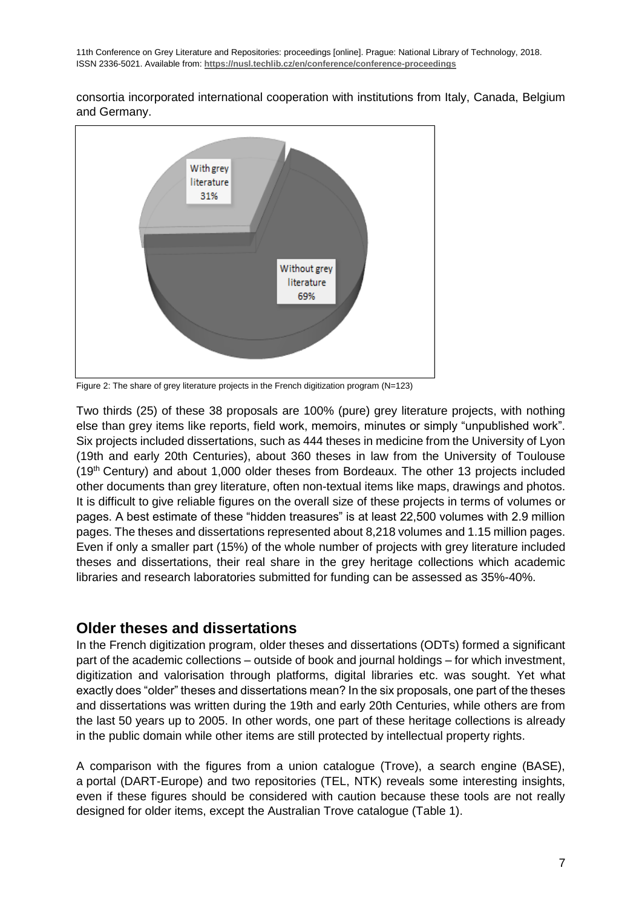consortia incorporated international cooperation with institutions from Italy, Canada, Belgium and Germany.

Figure 2: The share of grey literature projects in the French digitization program (N=123)

Two thirds (25) of these 38 proposals are 100% (pure) grey literature projects, with nothing else than grey items like reports, field work, memoirs, minutes or simply "unpublished work". Six projects included dissertations, such as 444 theses in medicine from the University of Lyon (19th and early 20th Centuries), about 360 theses in law from the University of Toulouse (19th Century) and about 1,000 older theses from Bordeaux. The other 13 projects included other documents than grey literature, often non-textual items like maps, drawings and photos. It is difficult to give reliable figures on the overall size of these projects in terms of volumes or pages. A best estimate of these "hidden treasures" is at least 22,500 volumes with 2.9 million pages. The theses and dissertations represented about 8,218 volumes and 1.15 million pages. Even if only a smaller part (15%) of the whole number of projects with grey literature included theses and dissertations, their real share in the grey heritage collections which academic libraries and research laboratories submitted for funding can be assessed as 35%-40%.

## Older theses and dissertations

In the French digitization program, older theses and dissertations (ODTs) formed a significant part of the academic collections – outside of book and journal holdings – for which investment, digitization and valorisation through platforms, digital libraries etc. was sought. Yet what exactly does "older" theses and dissertations mean? In the six proposals, one part of the theses and dissertations was written during the 19th and early 20th Centuries, while others are from the last 50 years up to 2005. In other words, one part of these heritage collections is already in the public domain while other items are still protected by intellectual property rights.

A comparison with the figures from a union catalogue (Trove), a search engine (BASE), a portal (DART-Europe) and two repositories (TEL, NTK) reveals some interesting insights, even if these figures should be considered with caution because these tools are not really designed for older items, except the Australian Trove catalogue (Table 1).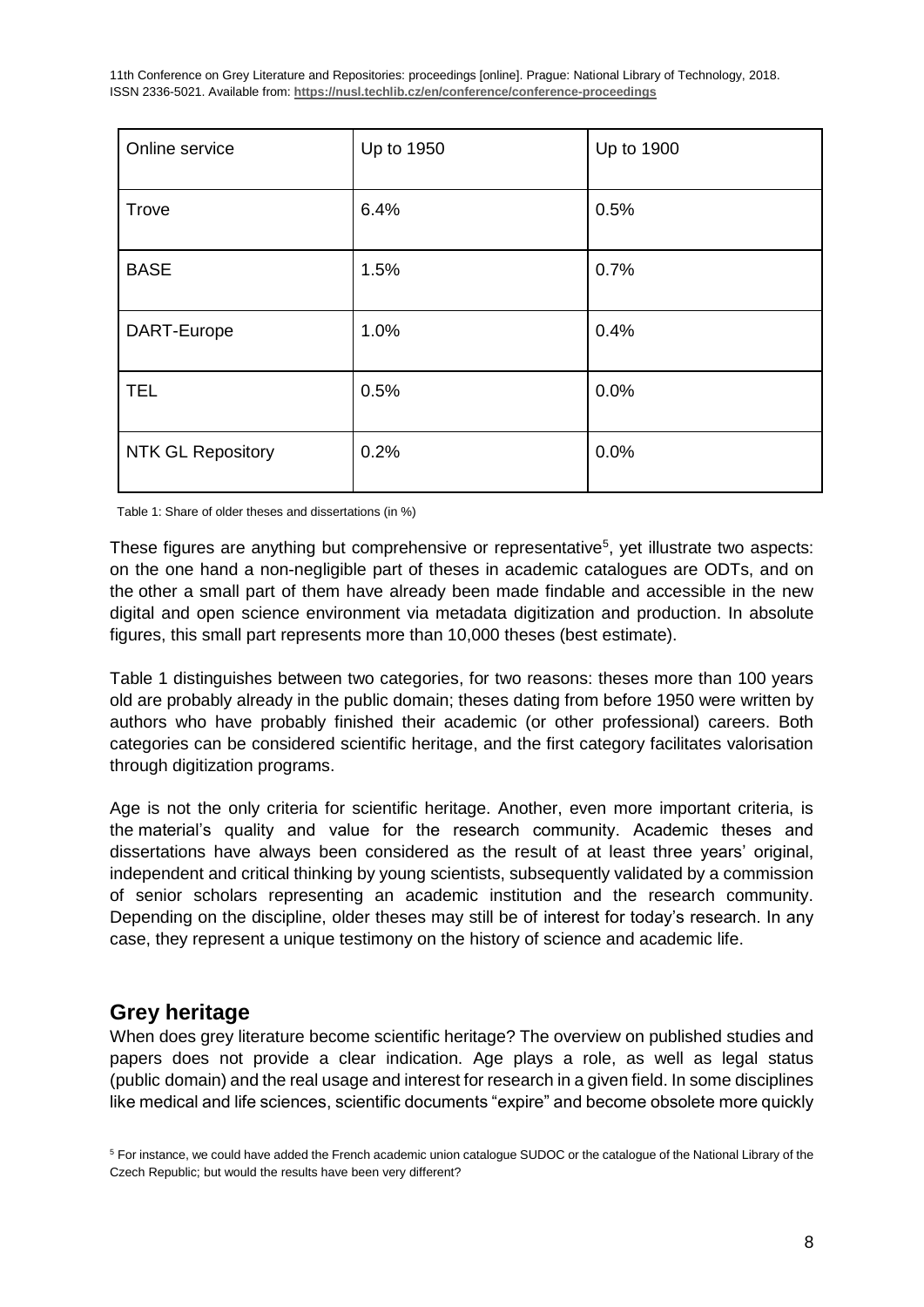| Online service | Up to 1950 | Up to 1900 |
| --- | --- | --- |
| Trove | 6.4% | 0.5% |
| BASE | 1.5% | 0.7% |
| DART-Europe | 1.0% | 0.4% |
| TEL | 0.5% | 0.0% |
| NTK GL Repository | 0.2% | 0.0% |

Table 1: Share of older theses and dissertations (in %)

These figures are anything but comprehensive or representative[5], yet illustrate two aspects: on the one hand a non-negligible part of theses in academic catalogues are ODTs, and on the other a small part of them have already been made findable and accessible in the new digital and open science environment via metadata digitization and production. In absolute figures, this small part represents more than 10,000 theses (best estimate).

Table 1 distinguishes between two categories, for two reasons: theses more than 100 years old are probably already in the public domain; theses dating from before 1950 were written by authors who have probably finished their academic (or other professional) careers. Both categories can be considered scientific heritage, and the first category facilitates valorisation through digitization programs.

Age is not the only criteria for scientific heritage. Another, even more important criteria, is the material's quality and value for the research community. Academic theses and dissertations have always been considered as the result of at least three years' original, independent and critical thinking by young scientists, subsequently validated by a commission of senior scholars representing an academic institution and the research community. Depending on the discipline, older theses may still be of interest for today's research. In any case, they represent a unique testimony on the history of science and academic life.

## Grey heritage

When does grey literature become scientific heritage? The overview on published studies and papers does not provide a clear indication. Age plays a role, as well as legal status (public domain) and the real usage and interest for research in a given field. In some disciplines like medical and life sciences, scientific documents "expire" and become obsolete more quickly

[5] For instance, we could have added the French academic union catalogue SUDOC or the catalogue of the National Library of the Czech Republic; but would the results have been very different?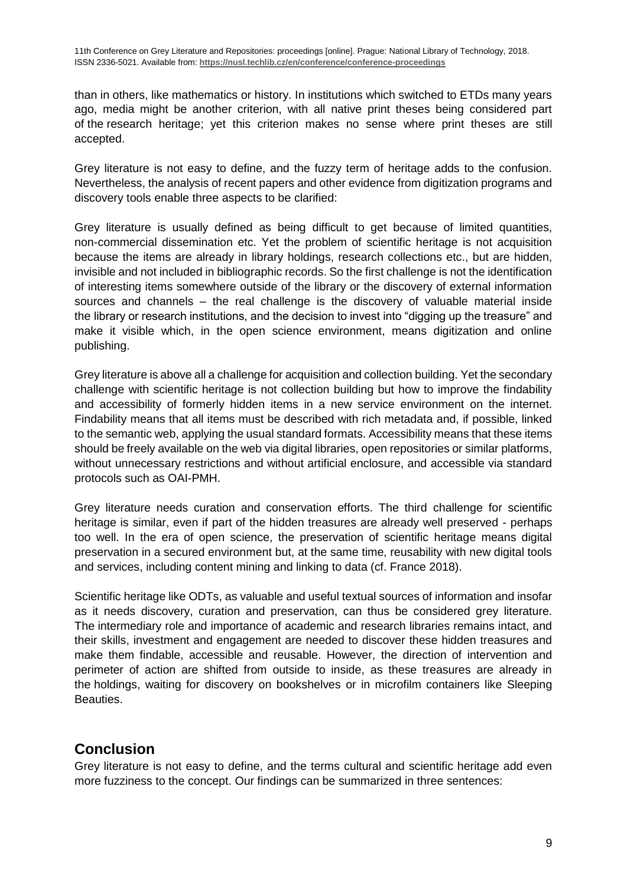than in others, like mathematics or history. In institutions which switched to ETDs many years ago, media might be another criterion, with all native print theses being considered part of the research heritage; yet this criterion makes no sense where print theses are still accepted.

Grey literature is not easy to define, and the fuzzy term of heritage adds to the confusion. Nevertheless, the analysis of recent papers and other evidence from digitization programs and discovery tools enable three aspects to be clarified:

Grey literature is usually defined as being difficult to get because of limited quantities, non-commercial dissemination etc. Yet the problem of scientific heritage is not acquisition because the items are already in library holdings, research collections etc., but are hidden, invisible and not included in bibliographic records. So the first challenge is not the identification of interesting items somewhere outside of the library or the discovery of external information sources and channels – the real challenge is the discovery of valuable material inside the library or research institutions, and the decision to invest into "digging up the treasure" and make it visible which, in the open science environment, means digitization and online publishing.

Grey literature is above all a challenge for acquisition and collection building. Yet the secondary challenge with scientific heritage is not collection building but how to improve the findability and accessibility of formerly hidden items in a new service environment on the internet. Findability means that all items must be described with rich metadata and, if possible, linked to the semantic web, applying the usual standard formats. Accessibility means that these items should be freely available on the web via digital libraries, open repositories or similar platforms, without unnecessary restrictions and without artificial enclosure, and accessible via standard protocols such as OAI-PMH.

Grey literature needs curation and conservation efforts. The third challenge for scientific heritage is similar, even if part of the hidden treasures are already well preserved - perhaps too well. In the era of open science, the preservation of scientific heritage means digital preservation in a secured environment but, at the same time, reusability with new digital tools and services, including content mining and linking to data (cf. France 2018).

Scientific heritage like ODTs, as valuable and useful textual sources of information and insofar as it needs discovery, curation and preservation, can thus be considered grey literature. The intermediary role and importance of academic and research libraries remains intact, and their skills, investment and engagement are needed to discover these hidden treasures and make them findable, accessible and reusable. However, the direction of intervention and perimeter of action are shifted from outside to inside, as these treasures are already in the holdings, waiting for discovery on bookshelves or in microfilm containers like Sleeping Beauties.

## Conclusion

Grey literature is not easy to define, and the terms cultural and scientific heritage add even more fuzziness to the concept. Our findings can be summarized in three sentences: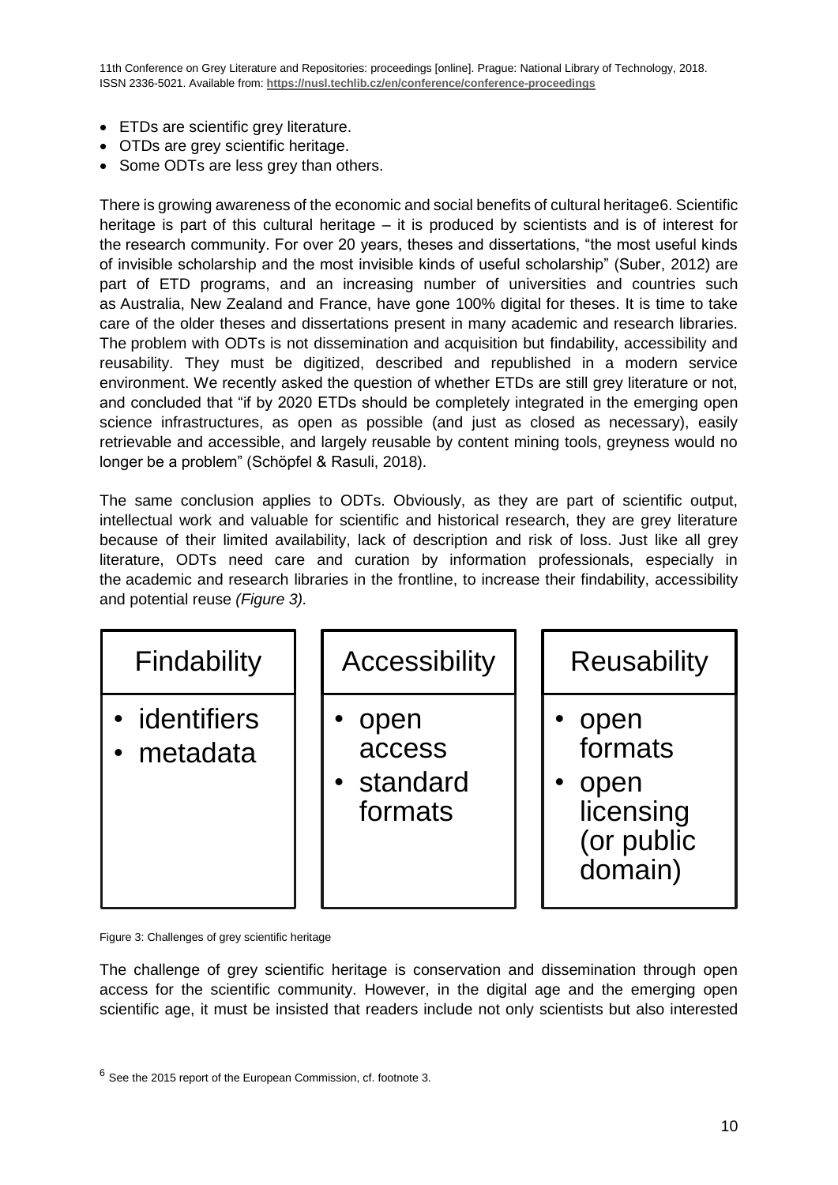- ETDs are scientific grey literature.
- OTDs are grey scientific heritage.
- Some ODTs are less grey than others.

There is growing awareness of the economic and social benefits of cultural heritage[6]. Scientific heritage is part of this cultural heritage – it is produced by scientists and is of interest for the research community. For over 20 years, theses and dissertations, "the most useful kinds of invisible scholarship and the most invisible kinds of useful scholarship" (Suber, 2012) are part of ETD programs, and an increasing number of universities and countries such as Australia, New Zealand and France, have gone 100% digital for theses. It is time to take care of the older theses and dissertations present in many academic and research libraries. The problem with ODTs is not dissemination and acquisition but findability, accessibility and reusability. They must be digitized, described and republished in a modern service environment. We recently asked the question of whether ETDs are still grey literature or not, and concluded that "if by 2020 ETDs should be completely integrated in the emerging open science infrastructures, as open as possible (and just as closed as necessary), easily retrievable and accessible, and largely reusable by content mining tools, greyness would no longer be a problem" (Schöpfel & Rasuli, 2018).

The same conclusion applies to ODTs. Obviously, as they are part of scientific output, intellectual work and valuable for scientific and historical research, they are grey literature because of their limited availability, lack of description and risk of loss. Just like all grey literature, ODTs need care and curation by information professionals, especially in the academic and research libraries in the frontline, to increase their findability, accessibility and potential reuse *(Figure 3).*

| Findability | Accessibility | Reusability |
| --- | --- | --- |
| • identifiers<br>• metadata | • open access<br>• standard formats | • open formats<br>• open licensing (or public domain) |

Figure 3: Challenges of grey scientific heritage

The challenge of grey scientific heritage is conservation and dissemination through open access for the scientific community. However, in the digital age and the emerging open scientific age, it must be insisted that readers include not only scientists but also interested

[6] See the 2015 report of the European Commission, cf. footnote 3.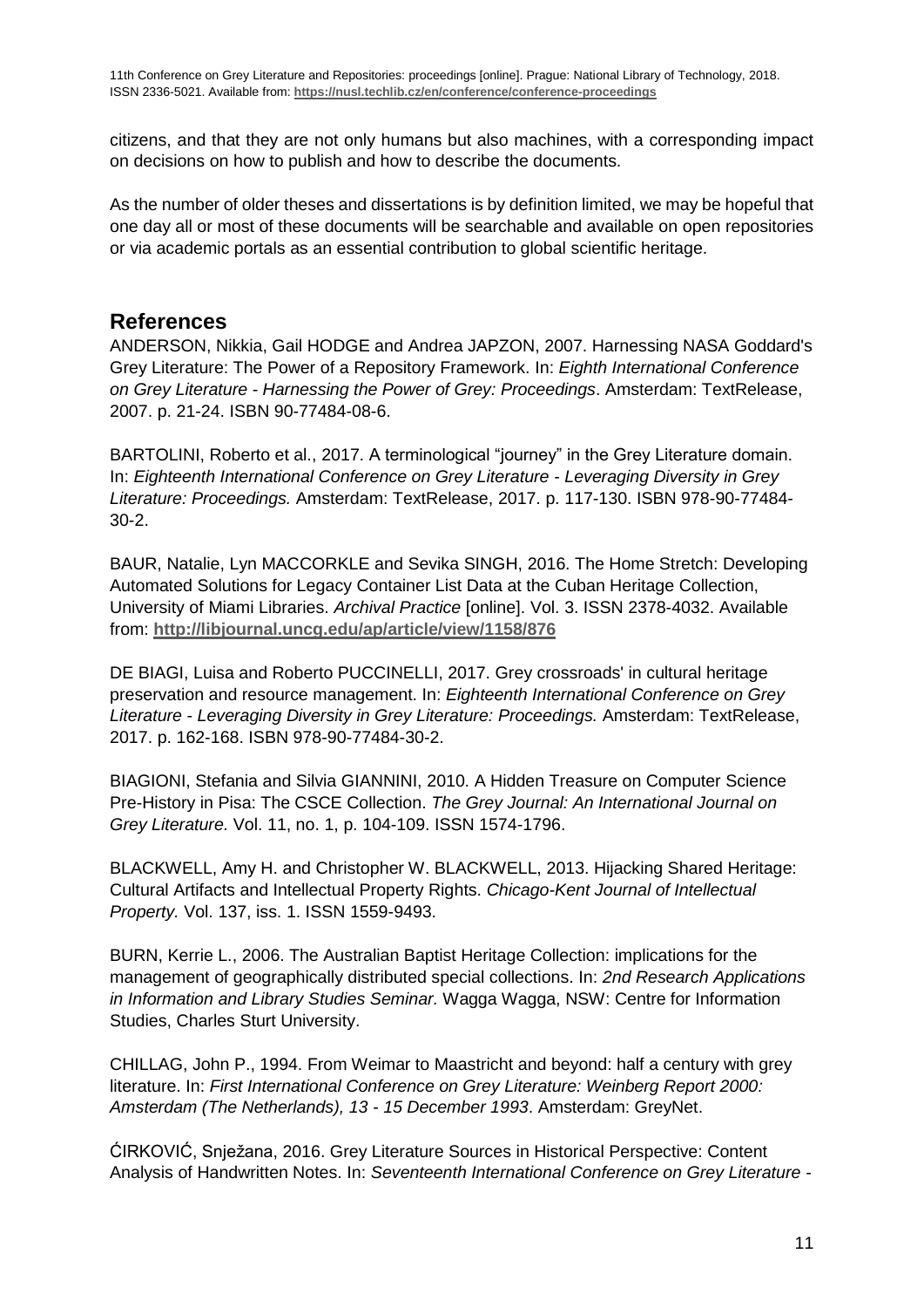citizens, and that they are not only humans but also machines, with a corresponding impact on decisions on how to publish and how to describe the documents.

As the number of older theses and dissertations is by definition limited, we may be hopeful that one day all or most of these documents will be searchable and available on open repositories or via academic portals as an essential contribution to global scientific heritage.

## References

ANDERSON, Nikkia, Gail HODGE and Andrea JAPZON, 2007. Harnessing NASA Goddard's Grey Literature: The Power of a Repository Framework. In: *Eighth International Conference on Grey Literature - Harnessing the Power of Grey: Proceedings*. Amsterdam: TextRelease, 2007. p. 21-24. ISBN 90-77484-08-6.

BARTOLINI, Roberto et al., 2017. A terminological "journey" in the Grey Literature domain. In: *Eighteenth International Conference on Grey Literature - Leveraging Diversity in Grey Literature: Proceedings.* Amsterdam: TextRelease, 2017. p. 117-130. ISBN 978-90-77484-30-2.

BAUR, Natalie, Lyn MACCORKLE and Sevika SINGH, 2016. The Home Stretch: Developing Automated Solutions for Legacy Container List Data at the Cuban Heritage Collection, University of Miami Libraries. *Archival Practice* [online]. Vol. 3. ISSN 2378-4032. Available from: **http://libjournal.uncg.edu/ap/article/view/1158/876**

DE BIAGI, Luisa and Roberto PUCCINELLI, 2017. Grey crossroads' in cultural heritage preservation and resource management. In: *Eighteenth International Conference on Grey Literature - Leveraging Diversity in Grey Literature: Proceedings.* Amsterdam: TextRelease, 2017. p. 162-168. ISBN 978-90-77484-30-2.

BIAGIONI, Stefania and Silvia GIANNINI, 2010. A Hidden Treasure on Computer Science Pre-History in Pisa: The CSCE Collection. *The Grey Journal: An International Journal on Grey Literature.* Vol. 11, no. 1, p. 104-109. ISSN 1574-1796.

BLACKWELL, Amy H. and Christopher W. BLACKWELL, 2013. Hijacking Shared Heritage: Cultural Artifacts and Intellectual Property Rights. *Chicago-Kent Journal of Intellectual Property.* Vol. 137, iss. 1. ISSN 1559-9493.

BURN, Kerrie L., 2006. The Australian Baptist Heritage Collection: implications for the management of geographically distributed special collections. In: *2nd Research Applications in Information and Library Studies Seminar.* Wagga Wagga, NSW: Centre for Information Studies, Charles Sturt University.

CHILLAG, John P., 1994. From Weimar to Maastricht and beyond: half a century with grey literature. In: *First International Conference on Grey Literature: Weinberg Report 2000: Amsterdam (The Netherlands), 13 - 15 December 1993*. Amsterdam: GreyNet.

ĆIRKOVIĆ, Snježana, 2016. Grey Literature Sources in Historical Perspective: Content Analysis of Handwritten Notes. In: *Seventeenth International Conference on Grey Literature -*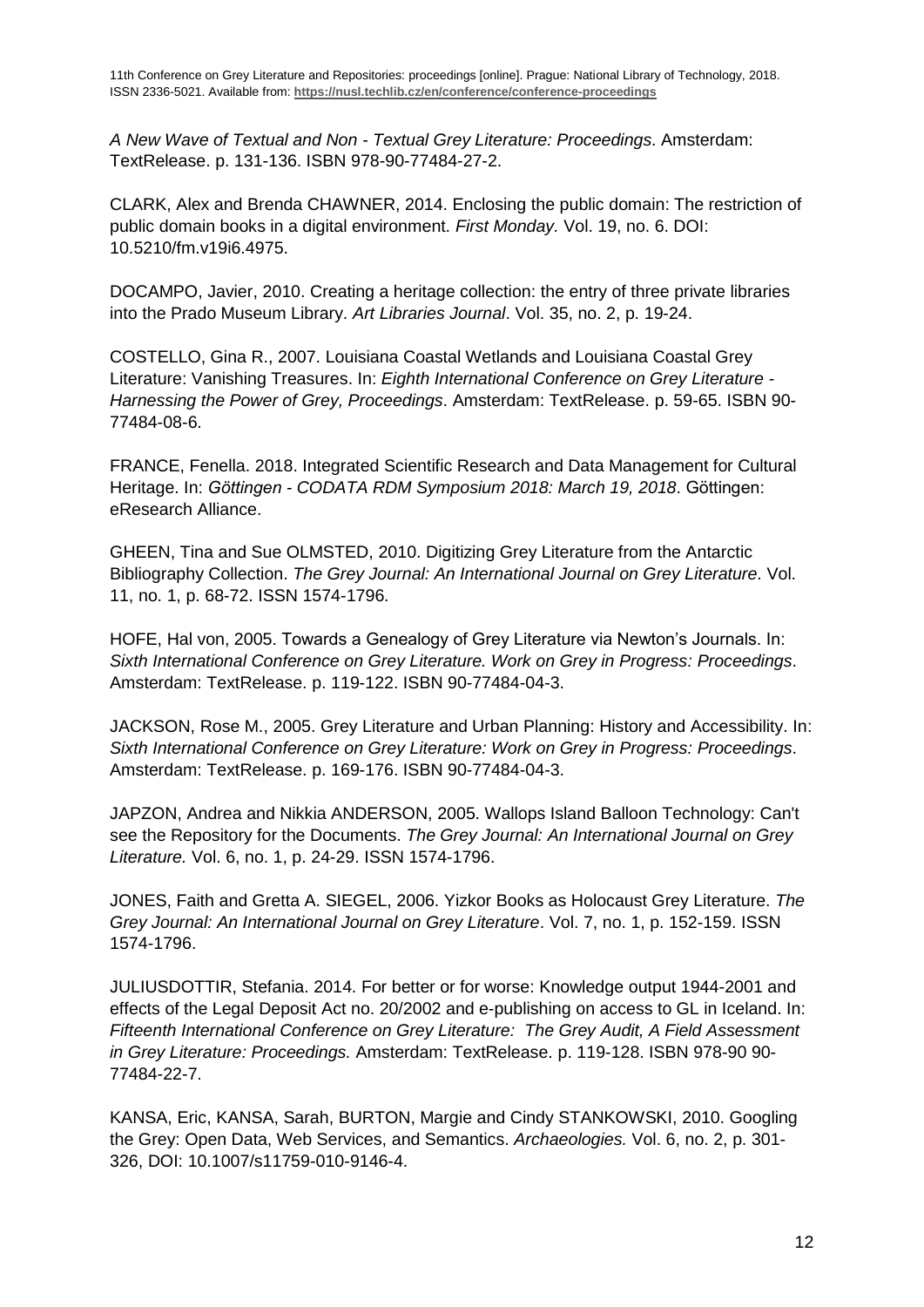*A New Wave of Textual and Non - Textual Grey Literature: Proceedings*. Amsterdam: TextRelease. p. 131-136. ISBN 978-90-77484-27-2.

CLARK, Alex and Brenda CHAWNER, 2014. Enclosing the public domain: The restriction of public domain books in a digital environment. *First Monday.* Vol. 19, no. 6. DOI: 10.5210/fm.v19i6.4975.

DOCAMPO, Javier, 2010. Creating a heritage collection: the entry of three private libraries into the Prado Museum Library. *Art Libraries Journal*. Vol. 35, no. 2, p. 19-24.

COSTELLO, Gina R., 2007. Louisiana Coastal Wetlands and Louisiana Coastal Grey Literature: Vanishing Treasures. In: *Eighth International Conference on Grey Literature - Harnessing the Power of Grey, Proceedings*. Amsterdam: TextRelease. p. 59-65. ISBN 90-77484-08-6.

FRANCE, Fenella. 2018. Integrated Scientific Research and Data Management for Cultural Heritage. In: *Göttingen - CODATA RDM Symposium 2018: March 19, 2018*. Göttingen: eResearch Alliance.

GHEEN, Tina and Sue OLMSTED, 2010. Digitizing Grey Literature from the Antarctic Bibliography Collection. *The Grey Journal: An International Journal on Grey Literature*. Vol. 11, no. 1, p. 68-72. ISSN 1574-1796.

HOFE, Hal von, 2005. Towards a Genealogy of Grey Literature via Newton's Journals. In: *Sixth International Conference on Grey Literature. Work on Grey in Progress: Proceedings*. Amsterdam: TextRelease. p. 119-122. ISBN 90-77484-04-3.

JACKSON, Rose M., 2005. Grey Literature and Urban Planning: History and Accessibility. In: *Sixth International Conference on Grey Literature: Work on Grey in Progress: Proceedings*. Amsterdam: TextRelease. p. 169-176. ISBN 90-77484-04-3.

JAPZON, Andrea and Nikkia ANDERSON, 2005. Wallops Island Balloon Technology: Can't see the Repository for the Documents. *The Grey Journal: An International Journal on Grey Literature.* Vol. 6, no. 1, p. 24-29. ISSN 1574-1796.

JONES, Faith and Gretta A. SIEGEL, 2006. Yizkor Books as Holocaust Grey Literature. *The Grey Journal: An International Journal on Grey Literature*. Vol. 7, no. 1, p. 152-159. ISSN 1574-1796.

JULIUSDOTTIR, Stefania. 2014. For better or for worse: Knowledge output 1944-2001 and effects of the Legal Deposit Act no. 20/2002 and e-publishing on access to GL in Iceland. In: *Fifteenth International Conference on Grey Literature: The Grey Audit, A Field Assessment in Grey Literature: Proceedings.* Amsterdam: TextRelease. p. 119-128. ISBN 978-90 90-77484-22-7.

KANSA, Eric, KANSA, Sarah, BURTON, Margie and Cindy STANKOWSKI, 2010. Googling the Grey: Open Data, Web Services, and Semantics. *Archaeologies.* Vol. 6, no. 2, p. 301-326, DOI: 10.1007/s11759-010-9146-4.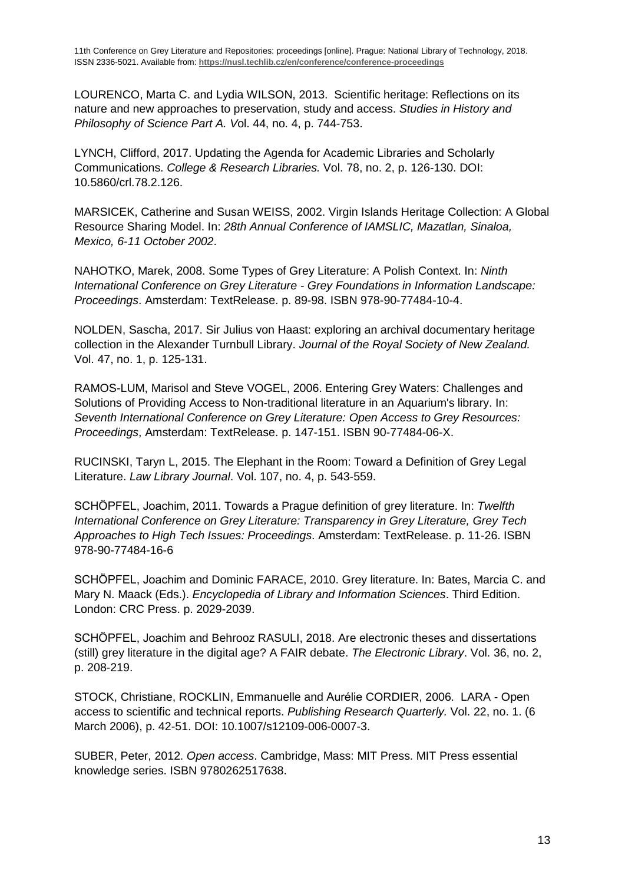LOURENCO, Marta C. and Lydia WILSON, 2013. Scientific heritage: Reflections on its nature and new approaches to preservation, study and access. *Studies in History and Philosophy of Science Part A. V*ol. 44, no. 4, p. 744-753.

LYNCH, Clifford, 2017. Updating the Agenda for Academic Libraries and Scholarly Communications. *College & Research Libraries.* Vol. 78, no. 2, p. 126-130. DOI: 10.5860/crl.78.2.126.

MARSICEK, Catherine and Susan WEISS, 2002. Virgin Islands Heritage Collection: A Global Resource Sharing Model. In: *28th Annual Conference of IAMSLIC, Mazatlan, Sinaloa, Mexico, 6-11 October 2002*.

NAHOTKO, Marek, 2008. Some Types of Grey Literature: A Polish Context. In: *Ninth International Conference on Grey Literature - Grey Foundations in Information Landscape: Proceedings*. Amsterdam: TextRelease. p. 89-98. ISBN 978-90-77484-10-4.

NOLDEN, Sascha, 2017. Sir Julius von Haast: exploring an archival documentary heritage collection in the Alexander Turnbull Library. *Journal of the Royal Society of New Zealand.* Vol. 47, no. 1, p. 125-131.

RAMOS-LUM, Marisol and Steve VOGEL, 2006. Entering Grey Waters: Challenges and Solutions of Providing Access to Non-traditional literature in an Aquarium's library. In: *Seventh International Conference on Grey Literature: Open Access to Grey Resources: Proceedings*, Amsterdam: TextRelease. p. 147-151. ISBN 90-77484-06-X.

RUCINSKI, Taryn L, 2015. The Elephant in the Room: Toward a Definition of Grey Legal Literature. *Law Library Journal*. Vol. 107, no. 4, p. 543-559.

SCHÖPFEL, Joachim, 2011. Towards a Prague definition of grey literature. In: *Twelfth International Conference on Grey Literature: Transparency in Grey Literature, Grey Tech Approaches to High Tech Issues: Proceedings*. Amsterdam: TextRelease. p. 11-26. ISBN 978-90-77484-16-6

SCHÖPFEL, Joachim and Dominic FARACE, 2010. Grey literature. In: Bates, Marcia C. and Mary N. Maack (Eds.). *Encyclopedia of Library and Information Sciences*. Third Edition. London: CRC Press. p. 2029-2039.

SCHÖPFEL, Joachim and Behrooz RASULI, 2018. Are electronic theses and dissertations (still) grey literature in the digital age? A FAIR debate. *The Electronic Library*. Vol. 36, no. 2, p. 208-219.

STOCK, Christiane, ROCKLIN, Emmanuelle and Aurélie CORDIER, 2006. LARA - Open access to scientific and technical reports. *Publishing Research Quarterly.* Vol. 22, no. 1. (6 March 2006), p. 42-51. DOI: 10.1007/s12109-006-0007-3.

SUBER, Peter, 2012. *Open access*. Cambridge, Mass: MIT Press. MIT Press essential knowledge series. ISBN 9780262517638.